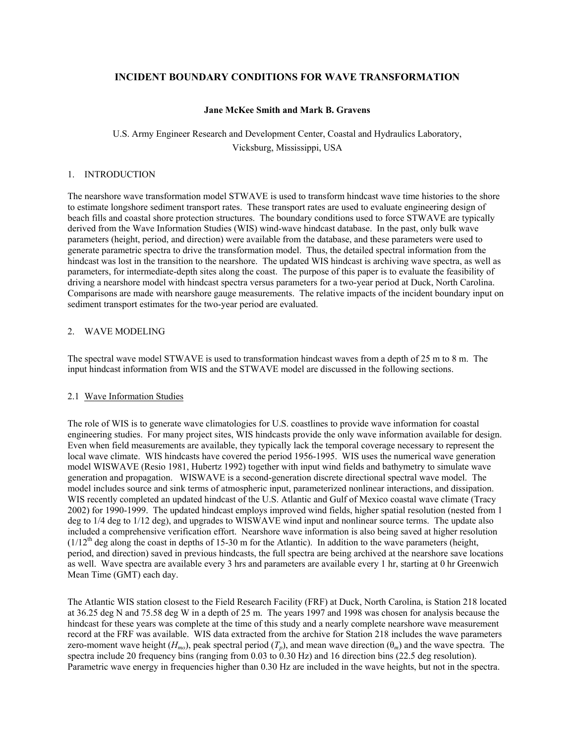# INCIDENT BOUNDARY CONDITIONS FOR WAVE TRANSFORMATION

**Jane McKee Smith and Mark B. Gravens**

U.S. Army Engineer Research and Development Center, Coastal and Hydraulics Laboratory, Vicksburg, Mississippi, USA

## 1. INTRODUCTION

The nearshore wave transformation model STWAVE is used to transform hindcast wave time histories to the shore to estimate longshore sediment transport rates. These transport rates are used to evaluate engineering design of beach fills and coastal shore protection structures. The boundary conditions used to force STWAVE are typically derived from the Wave Information Studies (WIS) wind-wave hindcast database. In the past, only bulk wave parameters (height, period, and direction) were available from the database, and these parameters were used to generate parametric spectra to drive the transformation model. Thus, the detailed spectral information from the hindcast was lost in the transition to the nearshore. The updated WIS hindcast is archiving wave spectra, as well as parameters, for intermediate-depth sites along the coast. The purpose of this paper is to evaluate the feasibility of driving a nearshore model with hindcast spectra versus parameters for a two-year period at Duck, North Carolina. Comparisons are made with nearshore gauge measurements. The relative impacts of the incident boundary input on sediment transport estimates for the two-year period are evaluated.

## 2. WAVE MODELING

The spectral wave model STWAVE is used to transformation hindcast waves from a depth of 25 m to 8 m. The input hindcast information from WIS and the STWAVE model are discussed in the following sections.

### 2.1 Wave Information Studies

The role of WIS is to generate wave climatologies for U.S. coastlines to provide wave information for coastal engineering studies. For many project sites, WIS hindcasts provide the only wave information available for design. Even when field measurements are available, they typically lack the temporal coverage necessary to represent the local wave climate. WIS hindcasts have covered the period 1956-1995. WIS uses the numerical wave generation model WISWAVE (Resio 1981, Hubertz 1992) together with input wind fields and bathymetry to simulate wave generation and propagation. WISWAVE is a second-generation discrete directional spectral wave model. The model includes source and sink terms of atmospheric input, parameterized nonlinear interactions, and dissipation. WIS recently completed an updated hindcast of the U.S. Atlantic and Gulf of Mexico coastal wave climate (Tracy 2002) for 1990-1999. The updated hindcast employs improved wind fields, higher spatial resolution (nested from 1 deg to 1/4 deg to 1/12 deg), and upgrades to WISWAVE wind input and nonlinear source terms. The update also included a comprehensive verification effort. Nearshore wave information is also being saved at higher resolution ($1/12^{th}$ deg along the coast in depths of 15-30 m for the Atlantic). In addition to the wave parameters (height, period, and direction) saved in previous hindcasts, the full spectra are being archived at the nearshore save locations as well. Wave spectra are available every 3 hrs and parameters are available every 1 hr, starting at 0 hr Greenwich Mean Time (GMT) each day.

The Atlantic WIS station closest to the Field Research Facility (FRF) at Duck, North Carolina, is Station 218 located at 36.25 deg N and 75.58 deg W in a depth of 25 m. The years 1997 and 1998 was chosen for analysis because the hindcast for these years was complete at the time of this study and a nearly complete nearshore wave measurement record at the FRF was available. WIS data extracted from the archive for Station 218 includes the wave parameters zero-moment wave height ($H_{mo}$), peak spectral period ($T_p$), and mean wave direction ($\theta_m$) and the wave spectra. The spectra include 20 frequency bins (ranging from 0.03 to 0.30 Hz) and 16 direction bins (22.5 deg resolution). Parametric wave energy in frequencies higher than 0.30 Hz are included in the wave heights, but not in the spectra.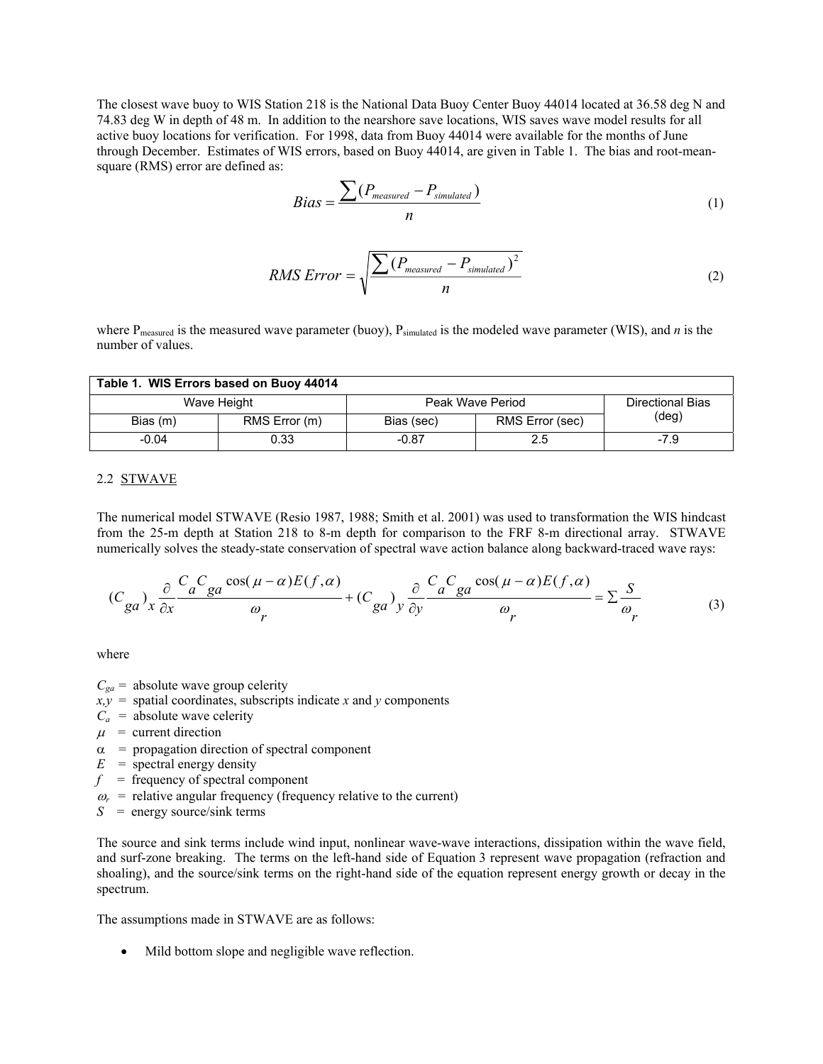The closest wave buoy to WIS Station 218 is the National Data Buoy Center Buoy 44014 located at 36.58 deg N and 74.83 deg W in depth of 48 m. In addition to the nearshore save locations, WIS saves wave model results for all active buoy locations for verification. For 1998, data from Buoy 44014 were available for the months of June through December. Estimates of WIS errors, based on Buoy 44014, are given in Table 1. The bias and root-mean-square (RMS) error are defined as:

$$Bias = \frac{\sum (P_{measured} - P_{simulated})}{n} \tag{1}$$

$$RMS\ Error = \sqrt{\frac{\sum (P_{measured} - P_{simulated})^2}{n}} \tag{2}$$

where $P_{measured}$ is the measured wave parameter (buoy), $P_{simulated}$ is the modeled wave parameter (WIS), and $n$ is the number of values.

**Table 1. WIS Errors based on Buoy 44014**

| Wave Height | | Peak Wave Period | | Directional Bias (deg) |
|---|---|---|---|---|
| Bias (m) | RMS Error (m) | Bias (sec) | RMS Error (sec) | |
| -0.04 | 0.33 | -0.87 | 2.5 | -7.9 |

## 2.2 STWAVE

The numerical model STWAVE (Resio 1987, 1988; Smith et al. 2001) was used to transformation the WIS hindcast from the 25-m depth at Station 218 to 8-m depth for comparison to the FRF 8-m directional array. STWAVE numerically solves the steady-state conservation of spectral wave action balance along backward-traced wave rays:

$$(C_{ga})_x \frac{\partial}{\partial x} \frac{C_a C_{ga} \cos(\mu - \alpha) E(f,\alpha)}{\omega_r} + (C_{ga})_y \frac{\partial}{\partial y} \frac{C_a C_{ga} \cos(\mu - \alpha) E(f,\alpha)}{\omega_r} = \sum \frac{S}{\omega_r} \tag{3}$$

where

$C_{ga}$ = absolute wave group celerity  
$x,y$ = spatial coordinates, subscripts indicate $x$ and $y$ components  
$C_a$ = absolute wave celerity  
$\mu$ = current direction  
$\alpha$ = propagation direction of spectral component  
$E$ = spectral energy density  
$f$ = frequency of spectral component  
$\omega_r$ = relative angular frequency (frequency relative to the current)  
$S$ = energy source/sink terms

The source and sink terms include wind input, nonlinear wave-wave interactions, dissipation within the wave field, and surf-zone breaking. The terms on the left-hand side of Equation 3 represent wave propagation (refraction and shoaling), and the source/sink terms on the right-hand side of the equation represent energy growth or decay in the spectrum.

The assumptions made in STWAVE are as follows:

- Mild bottom slope and negligible wave reflection.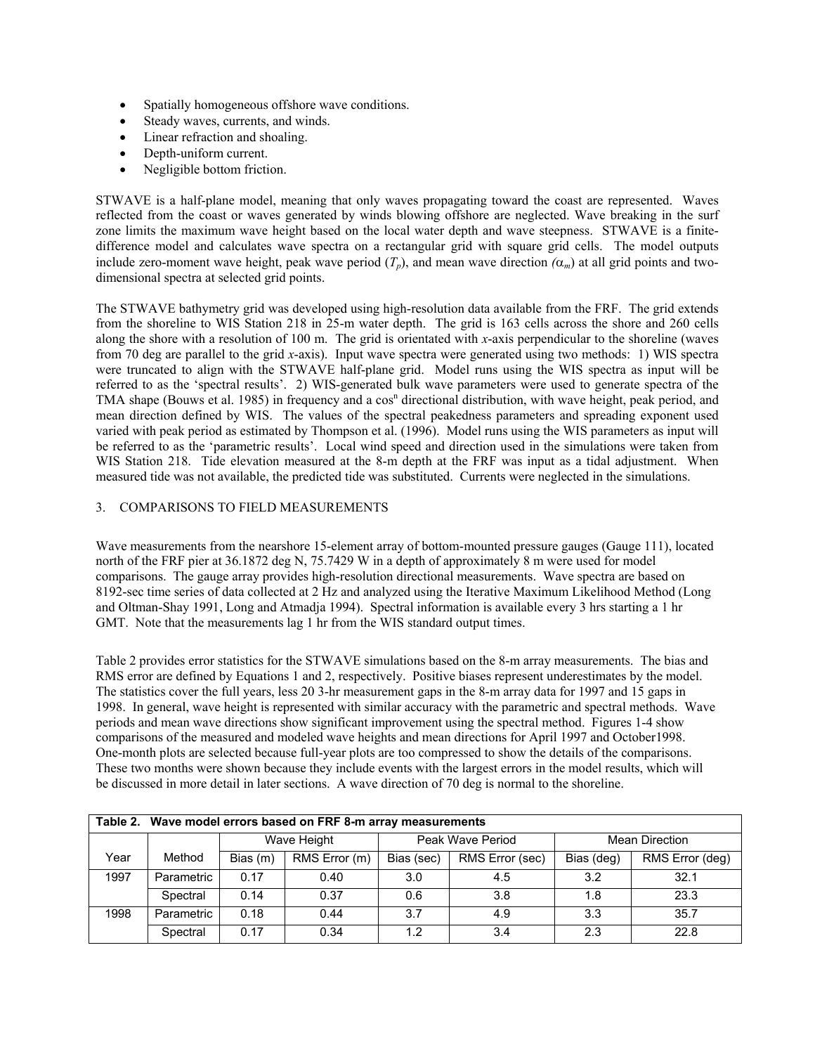- Spatially homogeneous offshore wave conditions.
- Steady waves, currents, and winds.
- Linear refraction and shoaling.
- Depth-uniform current.
- Negligible bottom friction.

STWAVE is a half-plane model, meaning that only waves propagating toward the coast are represented. Waves reflected from the coast or waves generated by winds blowing offshore are neglected. Wave breaking in the surf zone limits the maximum wave height based on the local water depth and wave steepness. STWAVE is a finite-difference model and calculates wave spectra on a rectangular grid with square grid cells. The model outputs include zero-moment wave height, peak wave period ($T_p$), and mean wave direction ($\alpha_m$) at all grid points and two-dimensional spectra at selected grid points.

The STWAVE bathymetry grid was developed using high-resolution data available from the FRF. The grid extends from the shoreline to WIS Station 218 in 25-m water depth. The grid is 163 cells across the shore and 260 cells along the shore with a resolution of 100 m. The grid is orientated with *x*-axis perpendicular to the shoreline (waves from 70 deg are parallel to the grid *x*-axis). Input wave spectra were generated using two methods: 1) WIS spectra were truncated to align with the STWAVE half-plane grid. Model runs using the WIS spectra as input will be referred to as the 'spectral results'. 2) WIS-generated bulk wave parameters were used to generate spectra of the TMA shape (Bouws et al. 1985) in frequency and a $\cos^n$ directional distribution, with wave height, peak period, and mean direction defined by WIS. The values of the spectral peakedness parameters and spreading exponent used varied with peak period as estimated by Thompson et al. (1996). Model runs using the WIS parameters as input will be referred to as the 'parametric results'. Local wind speed and direction used in the simulations were taken from WIS Station 218. Tide elevation measured at the 8-m depth at the FRF was input as a tidal adjustment. When measured tide was not available, the predicted tide was substituted. Currents were neglected in the simulations.

## 3. COMPARISONS TO FIELD MEASUREMENTS

Wave measurements from the nearshore 15-element array of bottom-mounted pressure gauges (Gauge 111), located north of the FRF pier at 36.1872 deg N, 75.7429 W in a depth of approximately 8 m were used for model comparisons. The gauge array provides high-resolution directional measurements. Wave spectra are based on 8192-sec time series of data collected at 2 Hz and analyzed using the Iterative Maximum Likelihood Method (Long and Oltman-Shay 1991, Long and Atmadja 1994). Spectral information is available every 3 hrs starting a 1 hr GMT. Note that the measurements lag 1 hr from the WIS standard output times.

Table 2 provides error statistics for the STWAVE simulations based on the 8-m array measurements. The bias and RMS error are defined by Equations 1 and 2, respectively. Positive biases represent underestimates by the model. The statistics cover the full years, less 20 3-hr measurement gaps in the 8-m array data for 1997 and 15 gaps in 1998. In general, wave height is represented with similar accuracy with the parametric and spectral methods. Wave periods and mean wave directions show significant improvement using the spectral method. Figures 1-4 show comparisons of the measured and modeled wave heights and mean directions for April 1997 and October1998. One-month plots are selected because full-year plots are too compressed to show the details of the comparisons. These two months were shown because they include events with the largest errors in the model results, which will be discussed in more detail in later sections. A wave direction of 70 deg is normal to the shoreline.

**Table 2. Wave model errors based on FRF 8-m array measurements**

| Year | Method | Wave Height | | Peak Wave Period | | Mean Direction | |
|---|---|---|---|---|---|---|---|
| | | Bias (m) | RMS Error (m) | Bias (sec) | RMS Error (sec) | Bias (deg) | RMS Error (deg) |
| 1997 | Parametric | 0.17 | 0.40 | 3.0 | 4.5 | 3.2 | 32.1 |
| | Spectral | 0.14 | 0.37 | 0.6 | 3.8 | 1.8 | 23.3 |
| 1998 | Parametric | 0.18 | 0.44 | 3.7 | 4.9 | 3.3 | 35.7 |
| | Spectral | 0.17 | 0.34 | 1.2 | 3.4 | 2.3 | 22.8 |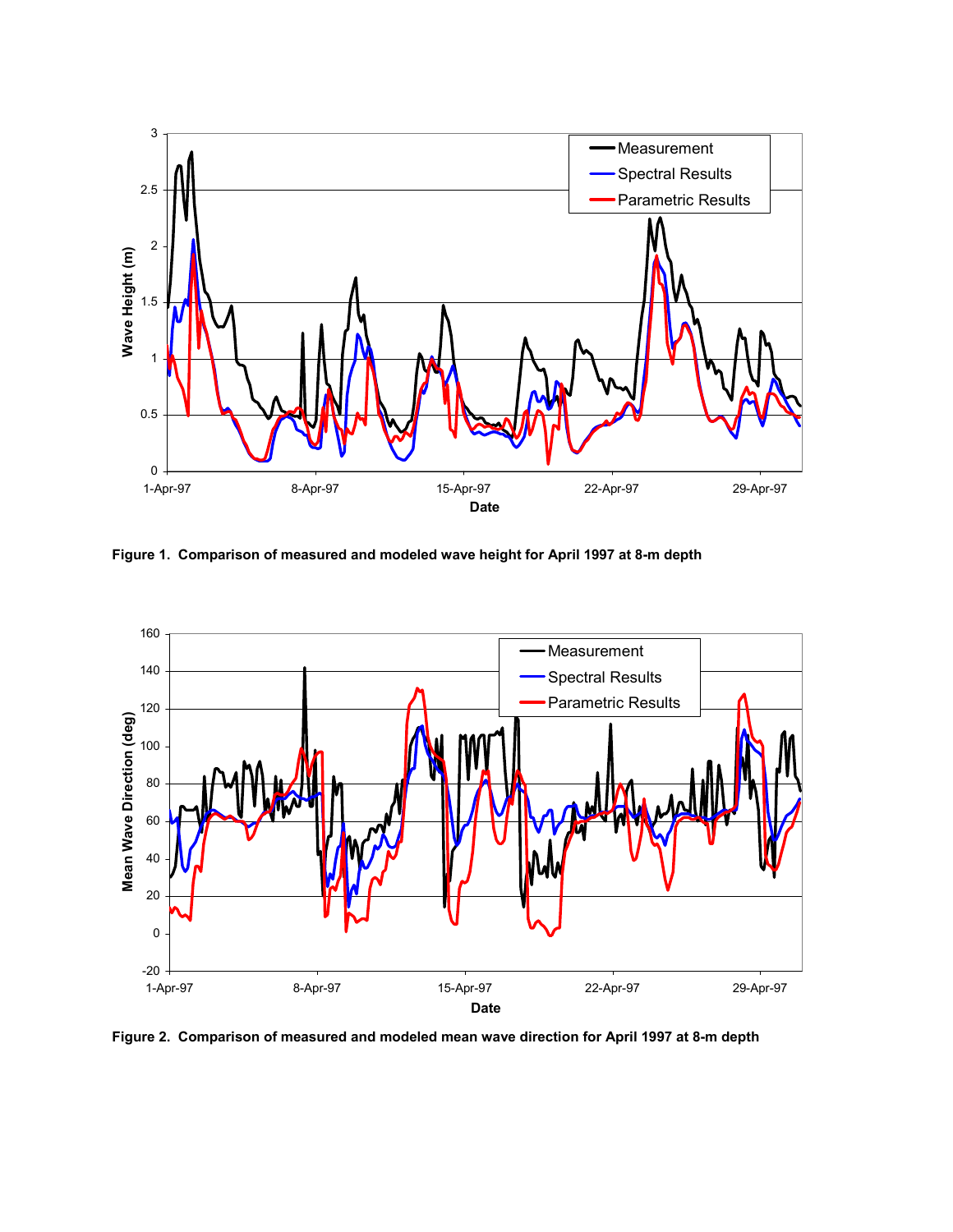**Figure 1. Comparison of measured and modeled wave height for April 1997 at 8-m depth**

**Figure 2. Comparison of measured and modeled mean wave direction for April 1997 at 8-m depth**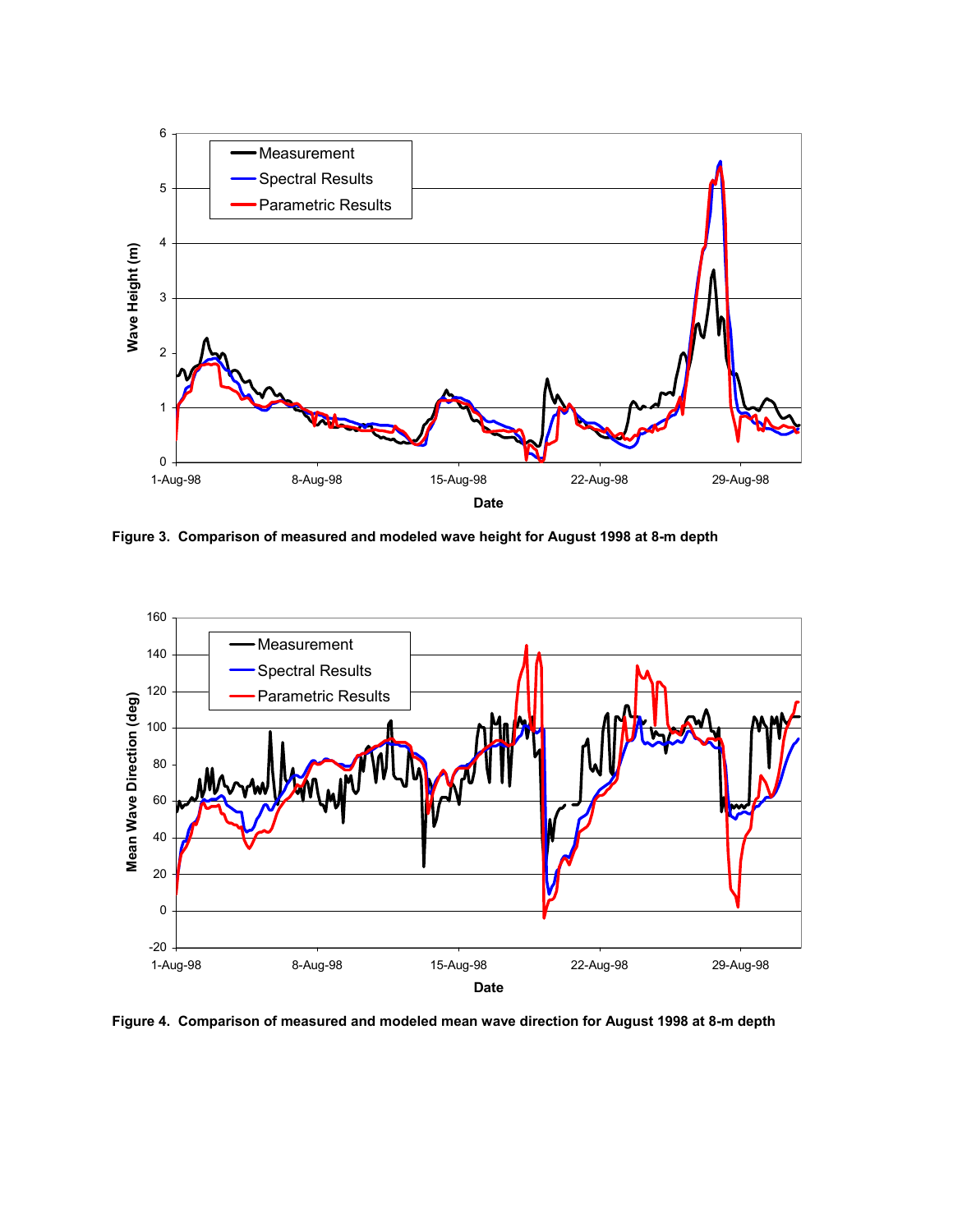Figure 3. Comparison of measured and modeled wave height for August 1998 at 8-m depth

Figure 4. Comparison of measured and modeled mean wave direction for August 1998 at 8-m depth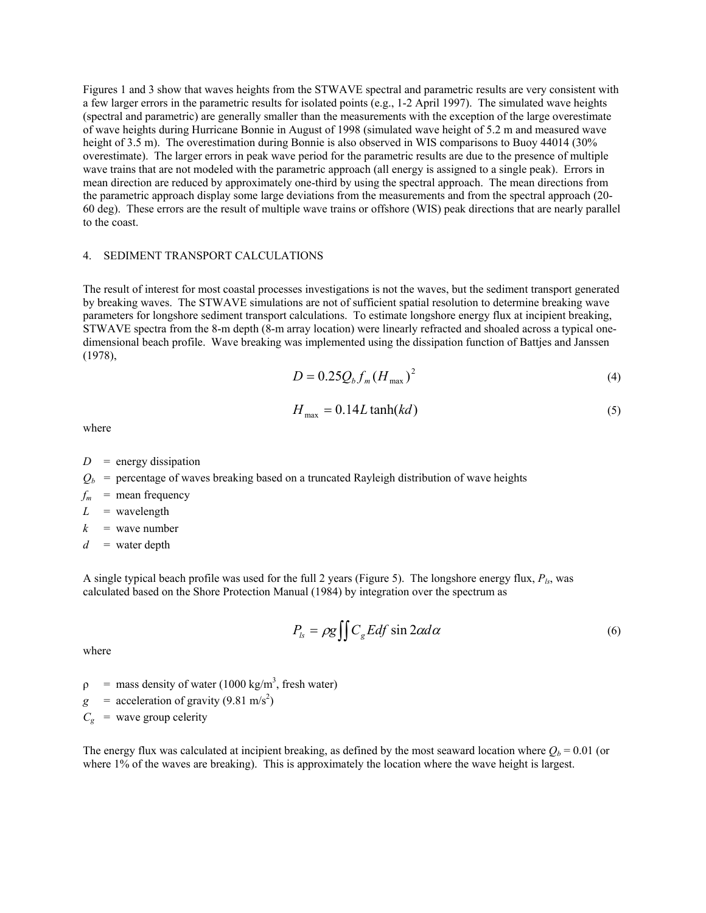Figures 1 and 3 show that waves heights from the STWAVE spectral and parametric results are very consistent with a few larger errors in the parametric results for isolated points (e.g., 1-2 April 1997). The simulated wave heights (spectral and parametric) are generally smaller than the measurements with the exception of the large overestimate of wave heights during Hurricane Bonnie in August of 1998 (simulated wave height of 5.2 m and measured wave height of 3.5 m). The overestimation during Bonnie is also observed in WIS comparisons to Buoy 44014 (30% overestimate). The larger errors in peak wave period for the parametric results are due to the presence of multiple wave trains that are not modeled with the parametric approach (all energy is assigned to a single peak). Errors in mean direction are reduced by approximately one-third by using the spectral approach. The mean directions from the parametric approach display some large deviations from the measurements and from the spectral approach (20-60 deg). These errors are the result of multiple wave trains or offshore (WIS) peak directions that are nearly parallel to the coast.

## 4. SEDIMENT TRANSPORT CALCULATIONS

The result of interest for most coastal processes investigations is not the waves, but the sediment transport generated by breaking waves. The STWAVE simulations are not of sufficient spatial resolution to determine breaking wave parameters for longshore sediment transport calculations. To estimate longshore energy flux at incipient breaking, STWAVE spectra from the 8-m depth (8-m array location) were linearly refracted and shoaled across a typical one-dimensional beach profile. Wave breaking was implemented using the dissipation function of Battjes and Janssen (1978),

$$D = 0.25 Q_b f_m (H_{\max})^2 \tag{4}$$

$$H_{\max} = 0.14 L \tanh(kd) \tag{5}$$

where

- $D$ = energy dissipation
- $Q_b$ = percentage of waves breaking based on a truncated Rayleigh distribution of wave heights
- $f_m$ = mean frequency
- $L$ = wavelength
- $k$ = wave number
- $d$ = water depth

A single typical beach profile was used for the full 2 years (Figure 5). The longshore energy flux, $P_{ls}$, was calculated based on the Shore Protection Manual (1984) by integration over the spectrum as

$$P_{ls} = \rho g \iint C_g E df \sin 2\alpha d\alpha \tag{6}$$

where

- $\rho$ = mass density of water (1000 kg/m$^3$, fresh water)
- $g$ = acceleration of gravity (9.81 m/s$^2$)
- $C_g$ = wave group celerity

The energy flux was calculated at incipient breaking, as defined by the most seaward location where $Q_b = 0.01$ (or where 1% of the waves are breaking). This is approximately the location where the wave height is largest.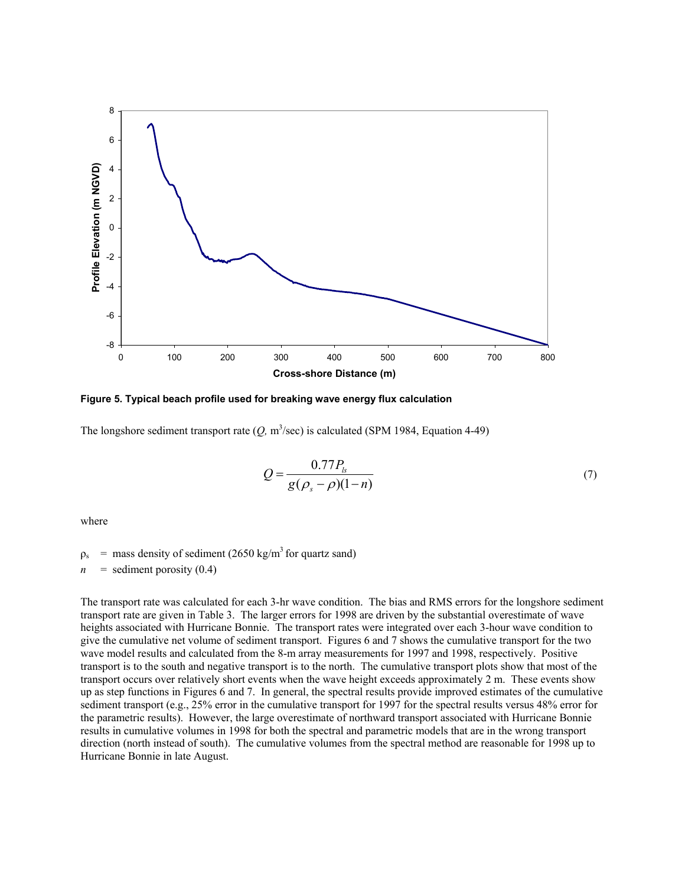Figure 5. Typical beach profile used for breaking wave energy flux calculation

The longshore sediment transport rate ($Q$, $m^3/sec$) is calculated (SPM 1984, Equation 4-49)

$$Q = \frac{0.77 P_{ls}}{g(\rho_s - \rho)(1-n)} \tag{7}$$

where

$\rho_s$ = mass density of sediment (2650 kg/$m^3$ for quartz sand)

$n$ = sediment porosity (0.4)

The transport rate was calculated for each 3-hr wave condition. The bias and RMS errors for the longshore sediment transport rate are given in Table 3. The larger errors for 1998 are driven by the substantial overestimate of wave heights associated with Hurricane Bonnie. The transport rates were integrated over each 3-hour wave condition to give the cumulative net volume of sediment transport. Figures 6 and 7 shows the cumulative transport for the two wave model results and calculated from the 8-m array measurements for 1997 and 1998, respectively. Positive transport is to the south and negative transport is to the north. The cumulative transport plots show that most of the transport occurs over relatively short events when the wave height exceeds approximately 2 m. These events show up as step functions in Figures 6 and 7. In general, the spectral results provide improved estimates of the cumulative sediment transport (e.g., 25% error in the cumulative transport for 1997 for the spectral results versus 48% error for the parametric results). However, the large overestimate of northward transport associated with Hurricane Bonnie results in cumulative volumes in 1998 for both the spectral and parametric models that are in the wrong transport direction (north instead of south). The cumulative volumes from the spectral method are reasonable for 1998 up to Hurricane Bonnie in late August.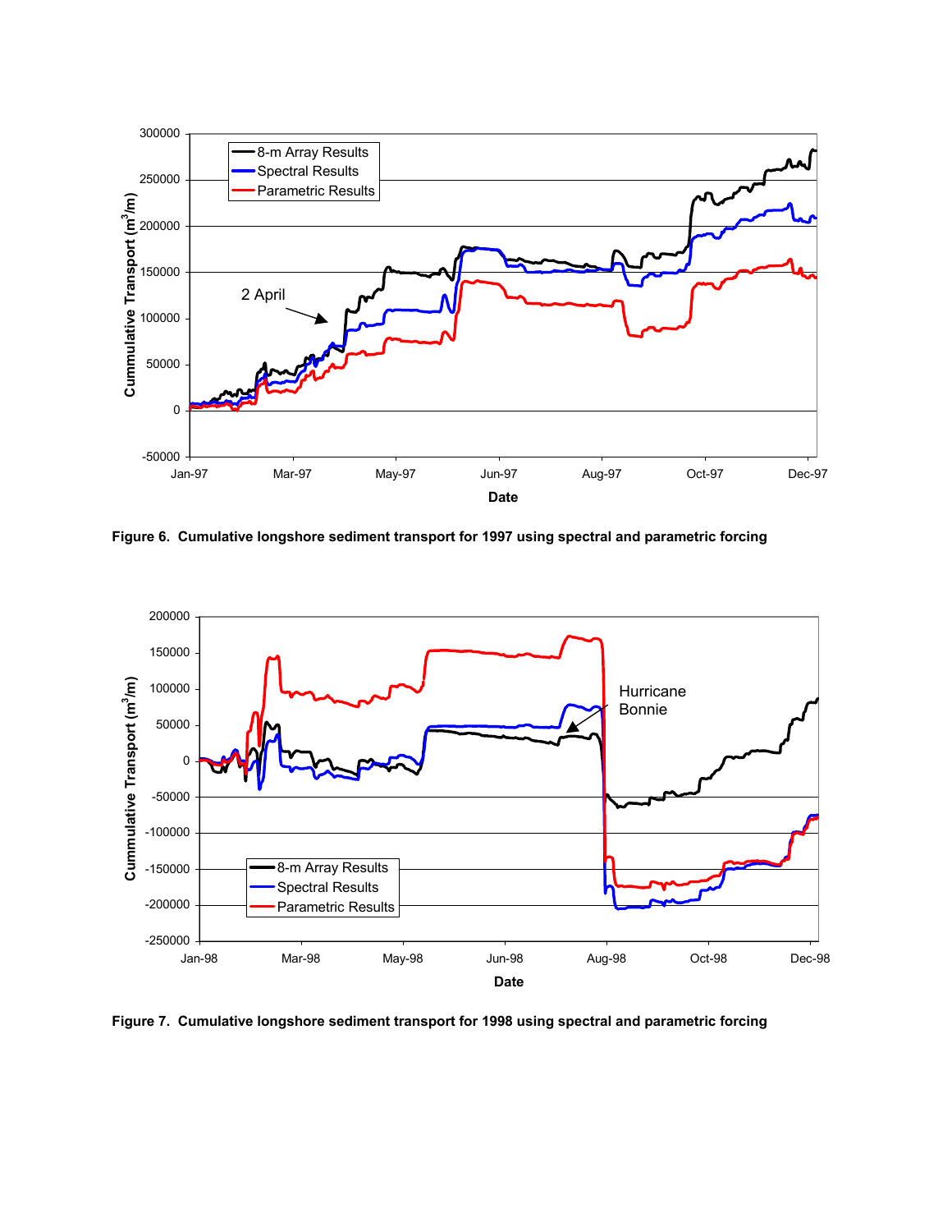**Figure 6. Cumulative longshore sediment transport for 1997 using spectral and parametric forcing**

**Figure 7. Cumulative longshore sediment transport for 1998 using spectral and parametric forcing**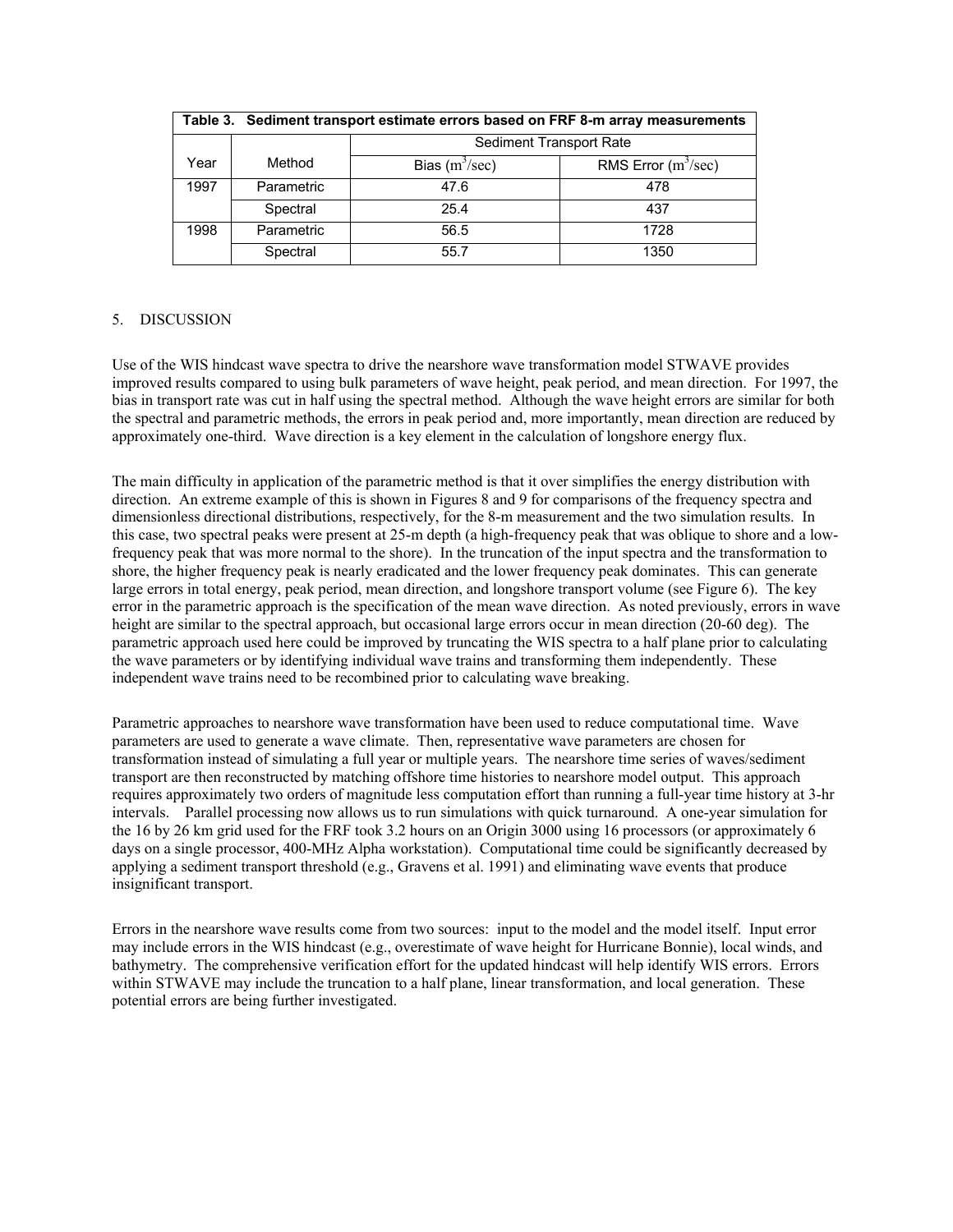| Table 3. Sediment transport estimate errors based on FRF 8-m array measurements | | | |
|---|---|---|---|
| | | Sediment Transport Rate | |
| Year | Method | Bias ($m^3$/sec) | RMS Error ($m^3$/sec) |
| 1997 | Parametric | 47.6 | 478 |
| | Spectral | 25.4 | 437 |
| 1998 | Parametric | 56.5 | 1728 |
| | Spectral | 55.7 | 1350 |

## 5. DISCUSSION

Use of the WIS hindcast wave spectra to drive the nearshore wave transformation model STWAVE provides improved results compared to using bulk parameters of wave height, peak period, and mean direction. For 1997, the bias in transport rate was cut in half using the spectral method. Although the wave height errors are similar for both the spectral and parametric methods, the errors in peak period and, more importantly, mean direction are reduced by approximately one-third. Wave direction is a key element in the calculation of longshore energy flux.

The main difficulty in application of the parametric method is that it over simplifies the energy distribution with direction. An extreme example of this is shown in Figures 8 and 9 for comparisons of the frequency spectra and dimensionless directional distributions, respectively, for the 8-m measurement and the two simulation results. In this case, two spectral peaks were present at 25-m depth (a high-frequency peak that was oblique to shore and a low-frequency peak that was more normal to the shore). In the truncation of the input spectra and the transformation to shore, the higher frequency peak is nearly eradicated and the lower frequency peak dominates. This can generate large errors in total energy, peak period, mean direction, and longshore transport volume (see Figure 6). The key error in the parametric approach is the specification of the mean wave direction. As noted previously, errors in wave height are similar to the spectral approach, but occasional large errors occur in mean direction (20-60 deg). The parametric approach used here could be improved by truncating the WIS spectra to a half plane prior to calculating the wave parameters or by identifying individual wave trains and transforming them independently. These independent wave trains need to be recombined prior to calculating wave breaking.

Parametric approaches to nearshore wave transformation have been used to reduce computational time. Wave parameters are used to generate a wave climate. Then, representative wave parameters are chosen for transformation instead of simulating a full year or multiple years. The nearshore time series of waves/sediment transport are then reconstructed by matching offshore time histories to nearshore model output. This approach requires approximately two orders of magnitude less computation effort than running a full-year time history at 3-hr intervals. Parallel processing now allows us to run simulations with quick turnaround. A one-year simulation for the 16 by 26 km grid used for the FRF took 3.2 hours on an Origin 3000 using 16 processors (or approximately 6 days on a single processor, 400-MHz Alpha workstation). Computational time could be significantly decreased by applying a sediment transport threshold (e.g., Gravens et al. 1991) and eliminating wave events that produce insignificant transport.

Errors in the nearshore wave results come from two sources: input to the model and the model itself. Input error may include errors in the WIS hindcast (e.g., overestimate of wave height for Hurricane Bonnie), local winds, and bathymetry. The comprehensive verification effort for the updated hindcast will help identify WIS errors. Errors within STWAVE may include the truncation to a half plane, linear transformation, and local generation. These potential errors are being further investigated.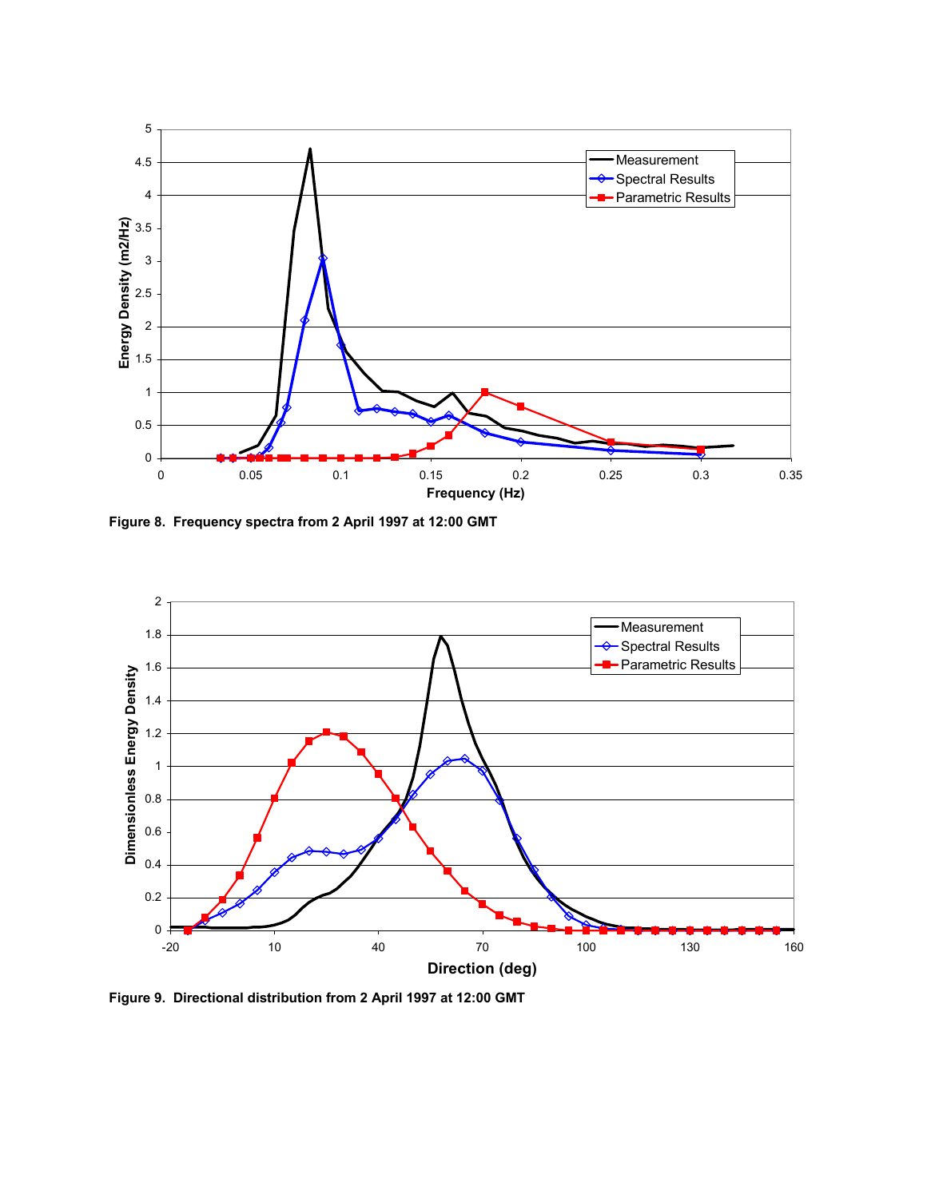Figure 8. Frequency spectra from 2 April 1997 at 12:00 GMT

Figure 9. Directional distribution from 2 April 1997 at 12:00 GMT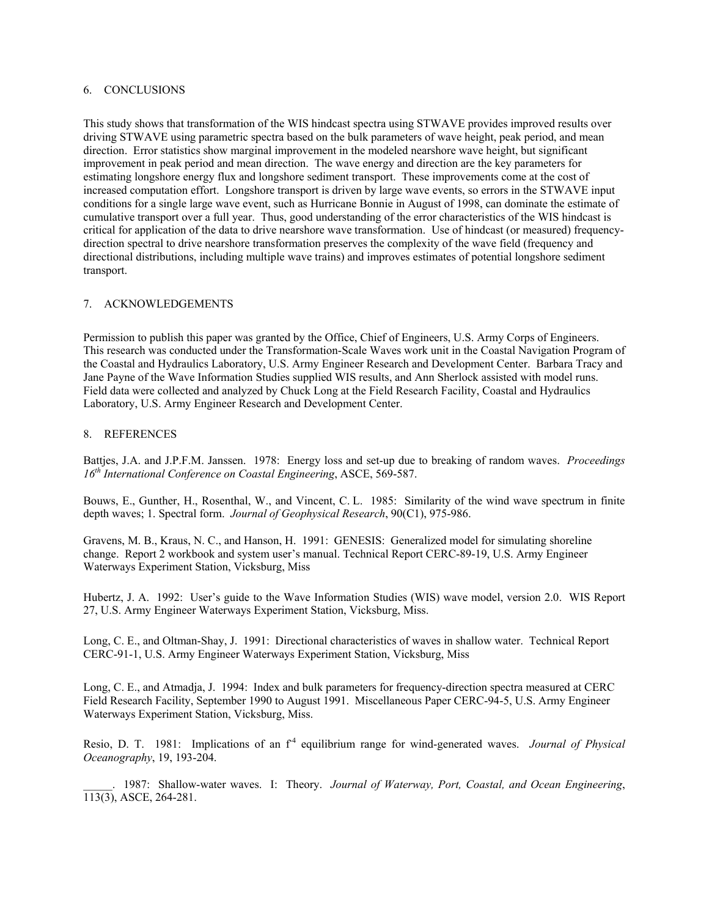## 6. CONCLUSIONS

This study shows that transformation of the WIS hindcast spectra using STWAVE provides improved results over driving STWAVE using parametric spectra based on the bulk parameters of wave height, peak period, and mean direction. Error statistics show marginal improvement in the modeled nearshore wave height, but significant improvement in peak period and mean direction. The wave energy and direction are the key parameters for estimating longshore energy flux and longshore sediment transport. These improvements come at the cost of increased computation effort. Longshore transport is driven by large wave events, so errors in the STWAVE input conditions for a single large wave event, such as Hurricane Bonnie in August of 1998, can dominate the estimate of cumulative transport over a full year. Thus, good understanding of the error characteristics of the WIS hindcast is critical for application of the data to drive nearshore wave transformation. Use of hindcast (or measured) frequency-direction spectral to drive nearshore transformation preserves the complexity of the wave field (frequency and directional distributions, including multiple wave trains) and improves estimates of potential longshore sediment transport.

## 7. ACKNOWLEDGEMENTS

Permission to publish this paper was granted by the Office, Chief of Engineers, U.S. Army Corps of Engineers. This research was conducted under the Transformation-Scale Waves work unit in the Coastal Navigation Program of the Coastal and Hydraulics Laboratory, U.S. Army Engineer Research and Development Center. Barbara Tracy and Jane Payne of the Wave Information Studies supplied WIS results, and Ann Sherlock assisted with model runs. Field data were collected and analyzed by Chuck Long at the Field Research Facility, Coastal and Hydraulics Laboratory, U.S. Army Engineer Research and Development Center.

## 8. REFERENCES

Battjes, J.A. and J.P.F.M. Janssen. 1978: Energy loss and set-up due to breaking of random waves. *Proceedings 16th International Conference on Coastal Engineering*, ASCE, 569-587.

Bouws, E., Gunther, H., Rosenthal, W., and Vincent, C. L. 1985: Similarity of the wind wave spectrum in finite depth waves; 1. Spectral form. *Journal of Geophysical Research*, 90(C1), 975-986.

Gravens, M. B., Kraus, N. C., and Hanson, H. 1991: GENESIS: Generalized model for simulating shoreline change. Report 2 workbook and system user's manual. Technical Report CERC-89-19, U.S. Army Engineer Waterways Experiment Station, Vicksburg, Miss

Hubertz, J. A. 1992: User's guide to the Wave Information Studies (WIS) wave model, version 2.0. WIS Report 27, U.S. Army Engineer Waterways Experiment Station, Vicksburg, Miss.

Long, C. E., and Oltman-Shay, J. 1991: Directional characteristics of waves in shallow water. Technical Report CERC-91-1, U.S. Army Engineer Waterways Experiment Station, Vicksburg, Miss

Long, C. E., and Atmadja, J. 1994: Index and bulk parameters for frequency-direction spectra measured at CERC Field Research Facility, September 1990 to August 1991. Miscellaneous Paper CERC-94-5, U.S. Army Engineer Waterways Experiment Station, Vicksburg, Miss.

Resio, D. T. 1981: Implications of an $f^{-4}$ equilibrium range for wind-generated waves. *Journal of Physical Oceanography*, 19, 193-204.

_____. 1987: Shallow-water waves. I: Theory. *Journal of Waterway, Port, Coastal, and Ocean Engineering*, 113(3), ASCE, 264-281.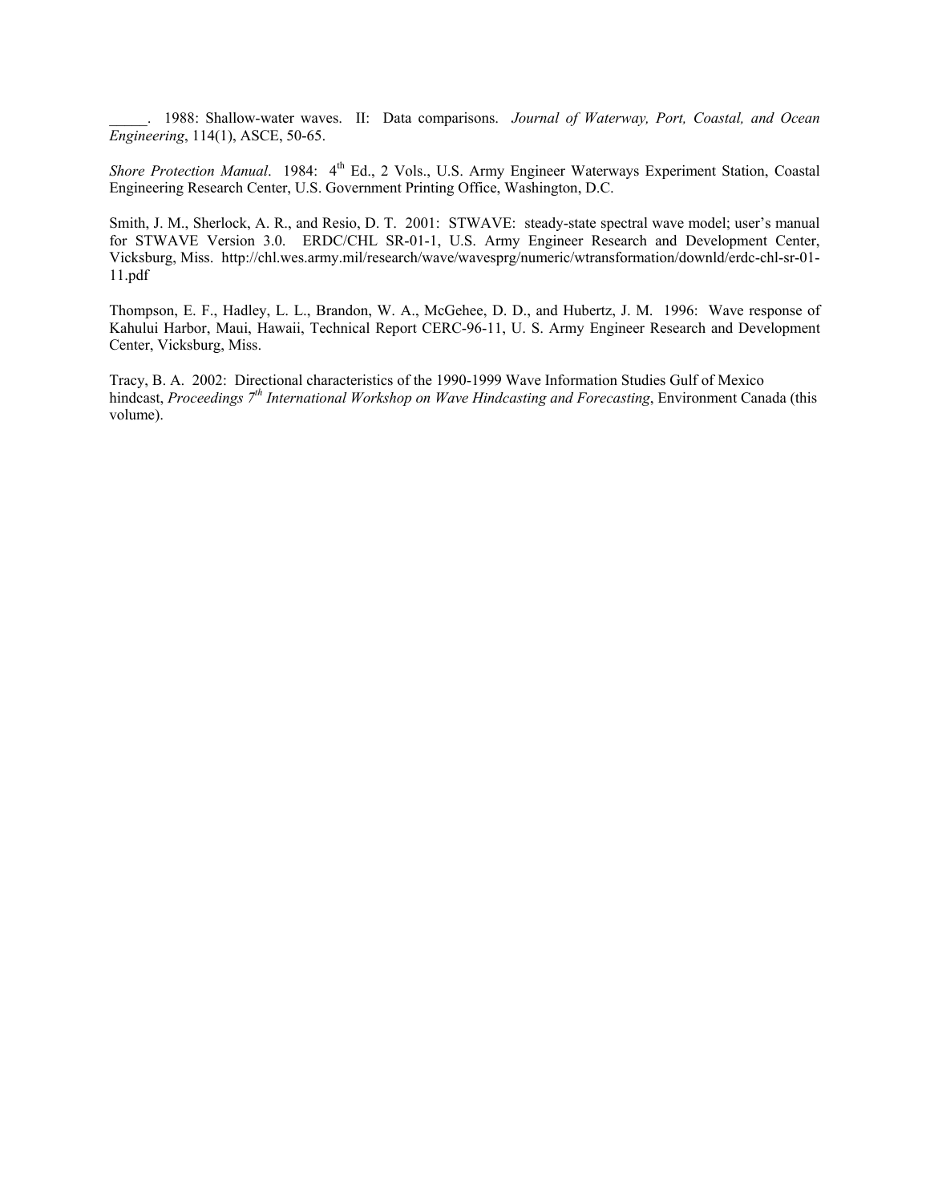_____. 1988: Shallow-water waves. II: Data comparisons. *Journal of Waterway, Port, Coastal, and Ocean Engineering*, 114(1), ASCE, 50-65.

*Shore Protection Manual*. 1984: 4th Ed., 2 Vols., U.S. Army Engineer Waterways Experiment Station, Coastal Engineering Research Center, U.S. Government Printing Office, Washington, D.C.

Smith, J. M., Sherlock, A. R., and Resio, D. T. 2001: STWAVE: steady-state spectral wave model; user's manual for STWAVE Version 3.0. ERDC/CHL SR-01-1, U.S. Army Engineer Research and Development Center, Vicksburg, Miss. http://chl.wes.army.mil/research/wave/wavesprg/numeric/wtransformation/downld/erdc-chl-sr-01-11.pdf

Thompson, E. F., Hadley, L. L., Brandon, W. A., McGehee, D. D., and Hubertz, J. M. 1996: Wave response of Kahului Harbor, Maui, Hawaii, Technical Report CERC-96-11, U. S. Army Engineer Research and Development Center, Vicksburg, Miss.

Tracy, B. A. 2002: Directional characteristics of the 1990-1999 Wave Information Studies Gulf of Mexico hindcast, *Proceedings 7th International Workshop on Wave Hindcasting and Forecasting*, Environment Canada (this volume).